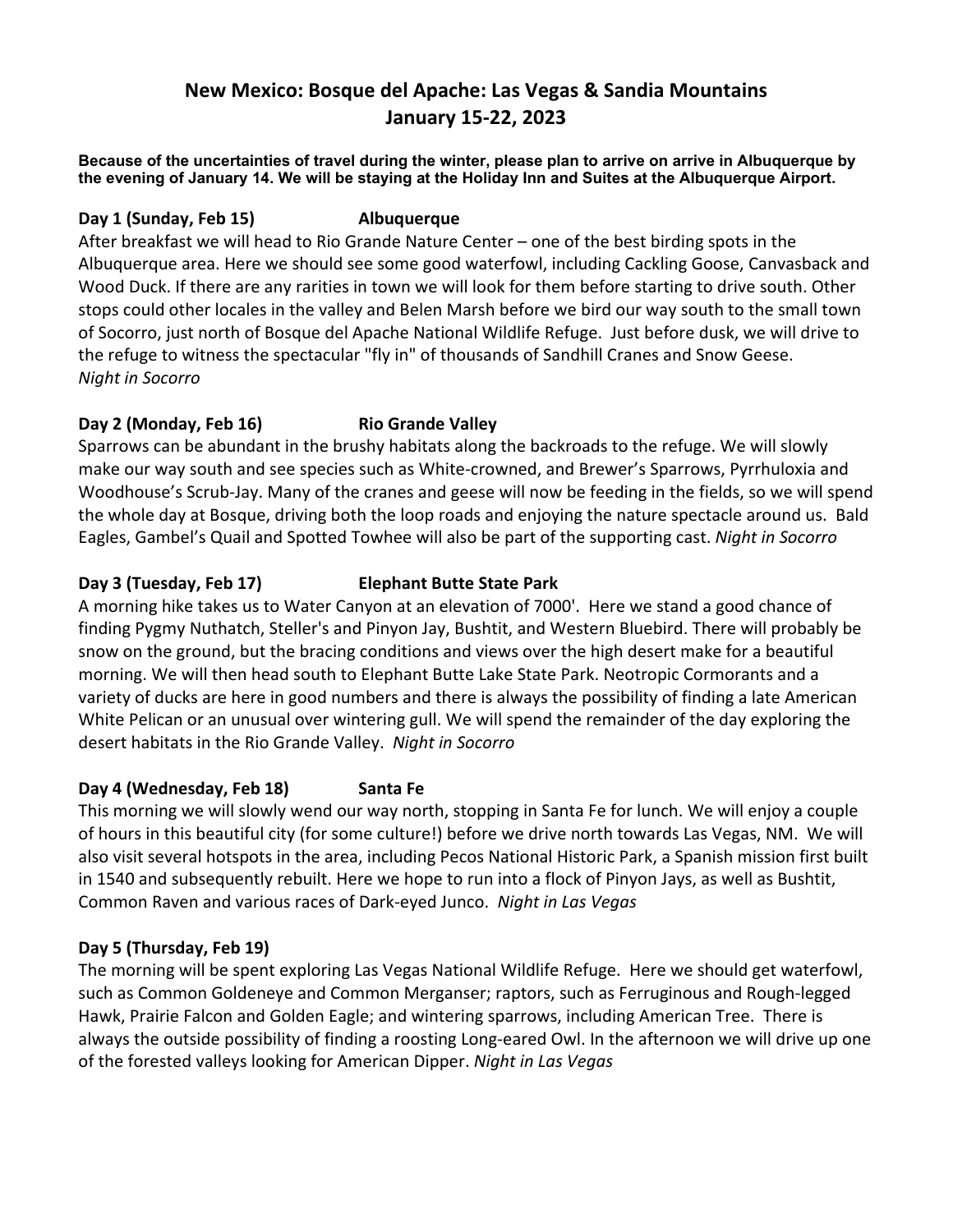# New Mexico: Bosque del Apache: Las Vegas & Sandia Mountains
# January 15-22, 2023

**Because of the uncertainties of travel during the winter, please plan to arrive on arrive in Albuquerque by the evening of January 14. We will be staying at the Holiday Inn and Suites at the Albuquerque Airport.**

**Day 1 (Sunday, Feb 15) Albuquerque**

After breakfast we will head to Rio Grande Nature Center – one of the best birding spots in the Albuquerque area. Here we should see some good waterfowl, including Cackling Goose, Canvasback and Wood Duck. If there are any rarities in town we will look for them before starting to drive south. Other stops could other locales in the valley and Belen Marsh before we bird our way south to the small town of Socorro, just north of Bosque del Apache National Wildlife Refuge. Just before dusk, we will drive to the refuge to witness the spectacular "fly in" of thousands of Sandhill Cranes and Snow Geese. *Night in Socorro*

**Day 2 (Monday, Feb 16) Rio Grande Valley**

Sparrows can be abundant in the brushy habitats along the backroads to the refuge. We will slowly make our way south and see species such as White-crowned, and Brewer's Sparrows, Pyrrhuloxia and Woodhouse's Scrub-Jay. Many of the cranes and geese will now be feeding in the fields, so we will spend the whole day at Bosque, driving both the loop roads and enjoying the nature spectacle around us. Bald Eagles, Gambel's Quail and Spotted Towhee will also be part of the supporting cast. *Night in Socorro*

**Day 3 (Tuesday, Feb 17) Elephant Butte State Park**

A morning hike takes us to Water Canyon at an elevation of 7000'. Here we stand a good chance of finding Pygmy Nuthatch, Steller's and Pinyon Jay, Bushtit, and Western Bluebird. There will probably be snow on the ground, but the bracing conditions and views over the high desert make for a beautiful morning. We will then head south to Elephant Butte Lake State Park. Neotropic Cormorants and a variety of ducks are here in good numbers and there is always the possibility of finding a late American White Pelican or an unusual over wintering gull. We will spend the remainder of the day exploring the desert habitats in the Rio Grande Valley. *Night in Socorro*

**Day 4 (Wednesday, Feb 18) Santa Fe**

This morning we will slowly wend our way north, stopping in Santa Fe for lunch. We will enjoy a couple of hours in this beautiful city (for some culture!) before we drive north towards Las Vegas, NM. We will also visit several hotspots in the area, including Pecos National Historic Park, a Spanish mission first built in 1540 and subsequently rebuilt. Here we hope to run into a flock of Pinyon Jays, as well as Bushtit, Common Raven and various races of Dark-eyed Junco. *Night in Las Vegas*

**Day 5 (Thursday, Feb 19)**

The morning will be spent exploring Las Vegas National Wildlife Refuge. Here we should get waterfowl, such as Common Goldeneye and Common Merganser; raptors, such as Ferruginous and Rough-legged Hawk, Prairie Falcon and Golden Eagle; and wintering sparrows, including American Tree. There is always the outside possibility of finding a roosting Long-eared Owl. In the afternoon we will drive up one of the forested valleys looking for American Dipper. *Night in Las Vegas*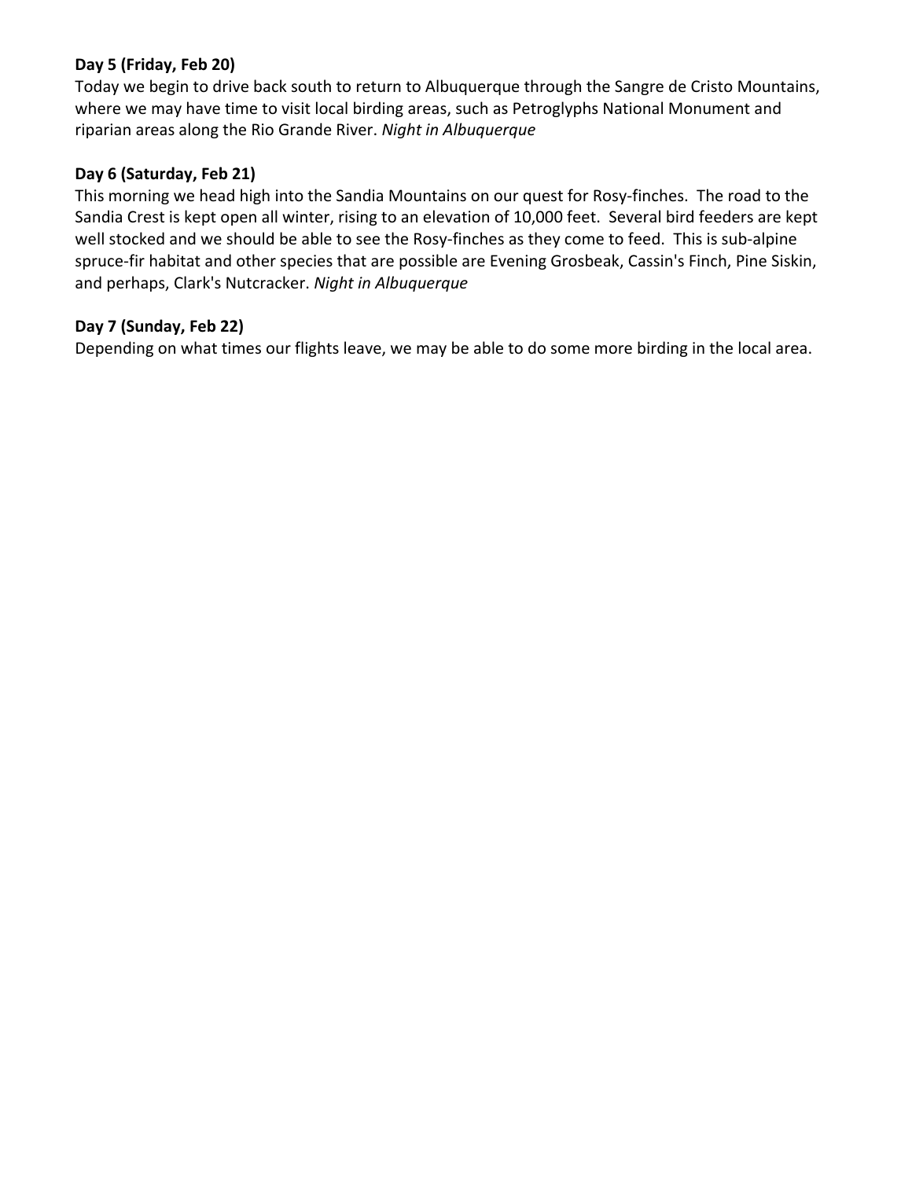**Day 5 (Friday, Feb 20)**
Today we begin to drive back south to return to Albuquerque through the Sangre de Cristo Mountains, where we may have time to visit local birding areas, such as Petroglyphs National Monument and riparian areas along the Rio Grande River. *Night in Albuquerque*

**Day 6 (Saturday, Feb 21)**
This morning we head high into the Sandia Mountains on our quest for Rosy-finches. The road to the Sandia Crest is kept open all winter, rising to an elevation of 10,000 feet. Several bird feeders are kept well stocked and we should be able to see the Rosy-finches as they come to feed. This is sub-alpine spruce-fir habitat and other species that are possible are Evening Grosbeak, Cassin's Finch, Pine Siskin, and perhaps, Clark's Nutcracker. *Night in Albuquerque*

**Day 7 (Sunday, Feb 22)**
Depending on what times our flights leave, we may be able to do some more birding in the local area.